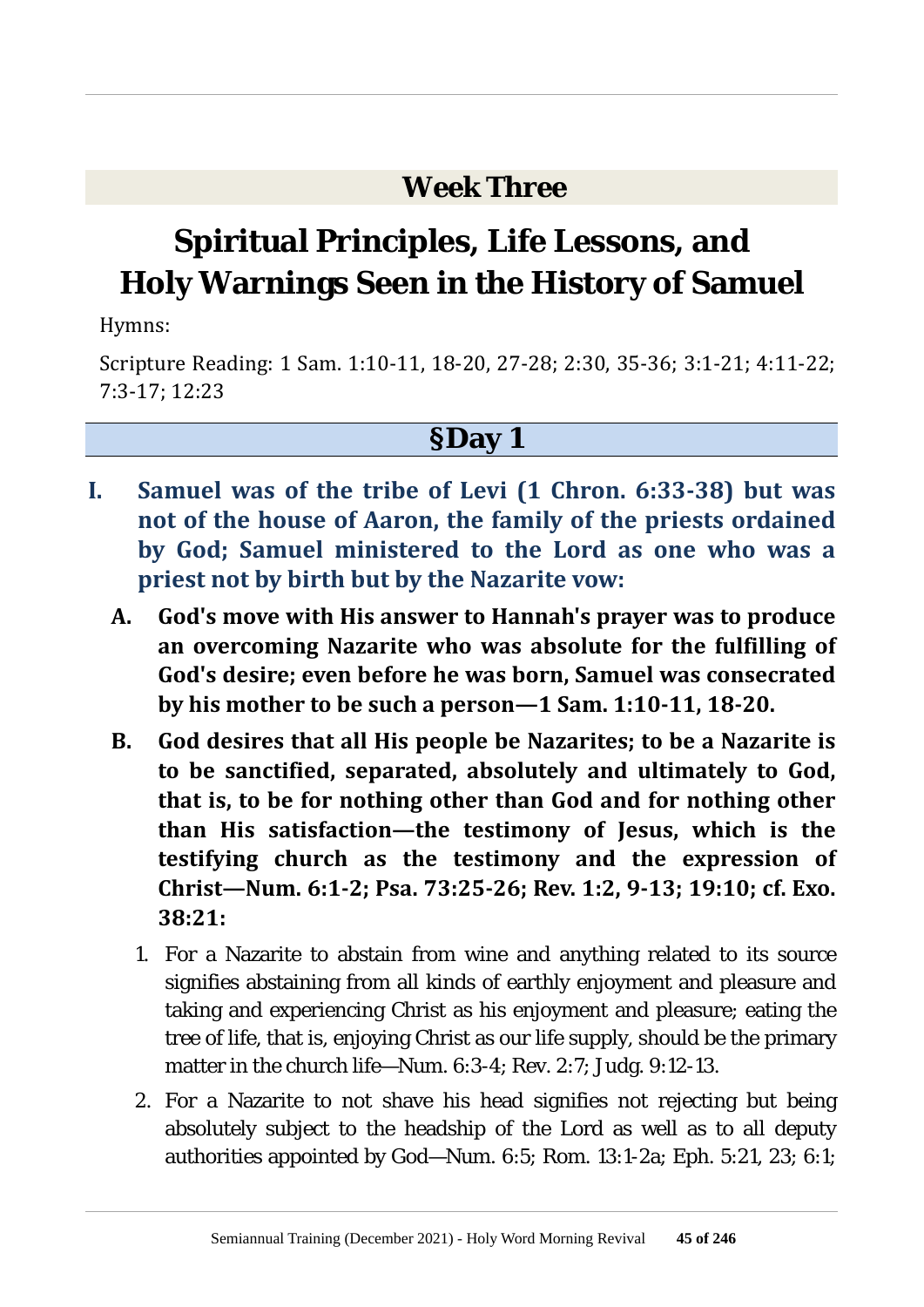## Week Three

# Spiritual Principles, Life Lessons, and Holy Warnings Seen in the History of Samuel

Hymns:

Scripture Reading: 1 Sam. 1:10-11, 18-20, 27-28; 2:30, 35-36; 3:1-21; 4:11-22; 7:3-17; 12:23

## §Day 1

**I. Samuel was of the tribe of Levi (1 Chron. 6:33-38) but was not of the house of Aaron, the family of the priests ordained by God; Samuel ministered to the Lord as one who was a priest not by birth but by the Nazarite vow:**

**A. God's move with His answer to Hannah's prayer was to produce an overcoming Nazarite who was absolute for the fulfilling of God's desire; even before he was born, Samuel was consecrated by his mother to be such a person—1 Sam. 1:10-11, 18-20.**

**B. God desires that all His people be Nazarites; to be a Nazarite is to be sanctified, separated, absolutely and ultimately to God, that is, to be for nothing other than God and for nothing other than His satisfaction—the testimony of Jesus, which is the testifying church as the testimony and the expression of Christ—Num. 6:1-2; Psa. 73:25-26; Rev. 1:2, 9-13; 19:10; cf. Exo. 38:21:**

1. For a Nazarite to abstain from wine and anything related to its source signifies abstaining from all kinds of earthly enjoyment and pleasure and taking and experiencing Christ as his enjoyment and pleasure; eating the tree of life, that is, enjoying Christ as our life supply, should be the primary matter in the church life—Num. 6:3-4; Rev. 2:7; Judg. 9:12-13.
2. For a Nazarite to not shave his head signifies not rejecting but being absolutely subject to the headship of the Lord as well as to all deputy authorities appointed by God—Num. 6:5; Rom. 13:1-2a; Eph. 5:21, 23; 6:1;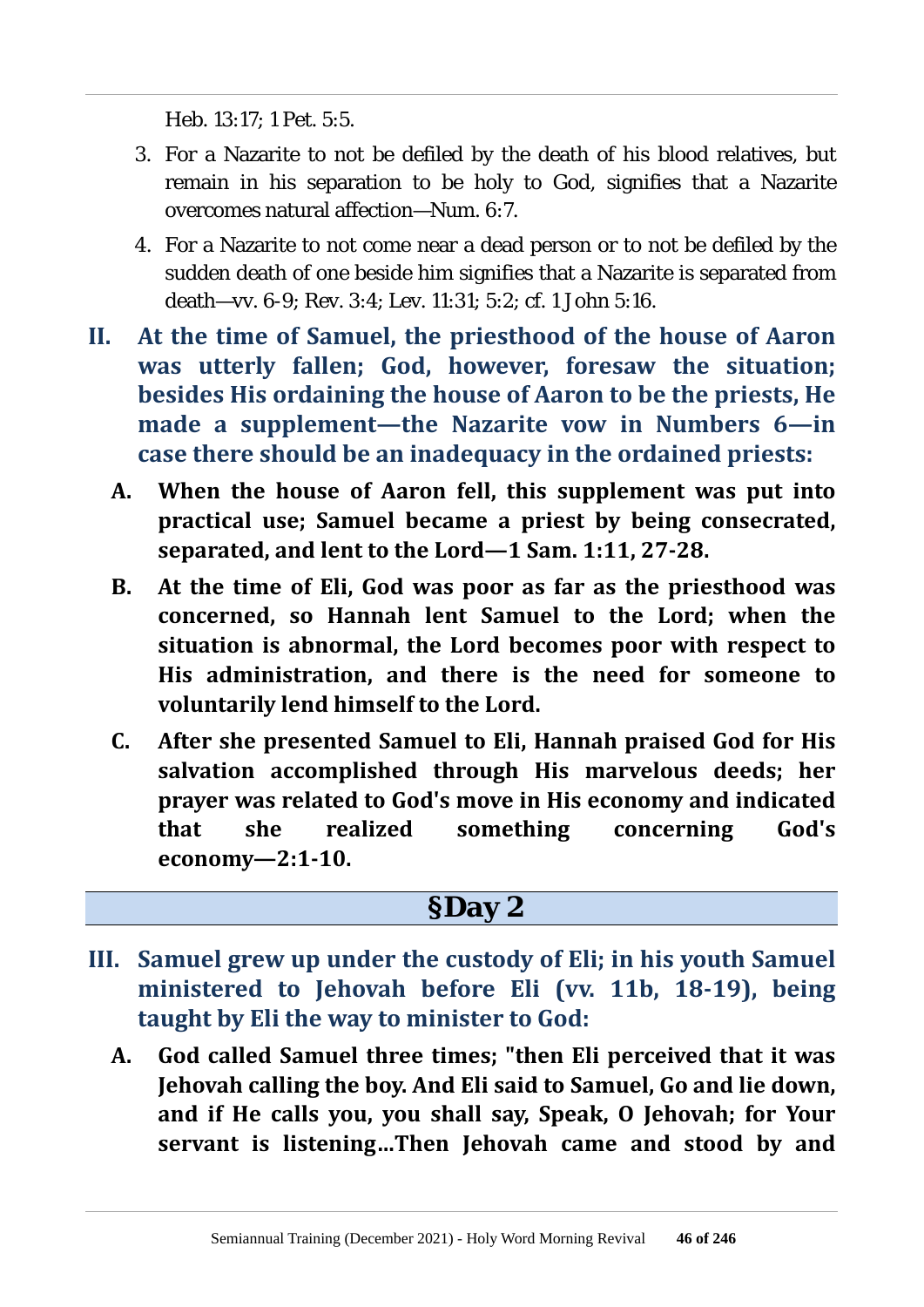Heb. 13:17; 1 Pet. 5:5.

3. For a Nazarite to not be defiled by the death of his blood relatives, but remain in his separation to be holy to God, signifies that a Nazarite overcomes natural affection—Num. 6:7.
4. For a Nazarite to not come near a dead person or to not be defiled by the sudden death of one beside him signifies that a Nazarite is separated from death—vv. 6-9; Rev. 3:4; Lev. 11:31; 5:2; cf. 1 John 5:16.

**II. At the time of Samuel, the priesthood of the house of Aaron was utterly fallen; God, however, foresaw the situation; besides His ordaining the house of Aaron to be the priests, He made a supplement—the Nazarite vow in Numbers 6—in case there should be an inadequacy in the ordained priests:**

**A. When the house of Aaron fell, this supplement was put into practical use; Samuel became a priest by being consecrated, separated, and lent to the Lord—1 Sam. 1:11, 27-28.**

**B. At the time of Eli, God was poor as far as the priesthood was concerned, so Hannah lent Samuel to the Lord; when the situation is abnormal, the Lord becomes poor with respect to His administration, and there is the need for someone to voluntarily lend himself to the Lord.**

**C. After she presented Samuel to Eli, Hannah praised God for His salvation accomplished through His marvelous deeds; her prayer was related to God's move in His economy and indicated that she realized something concerning God's economy—2:1-10.**

## §Day 2

**III. Samuel grew up under the custody of Eli; in his youth Samuel ministered to Jehovah before Eli (vv. 11b, 18-19), being taught by Eli the way to minister to God:**

**A. God called Samuel three times; "then Eli perceived that it was Jehovah calling the boy. And Eli said to Samuel, Go and lie down, and if He calls you, you shall say, Speak, O Jehovah; for Your servant is listening...Then Jehovah came and stood by and**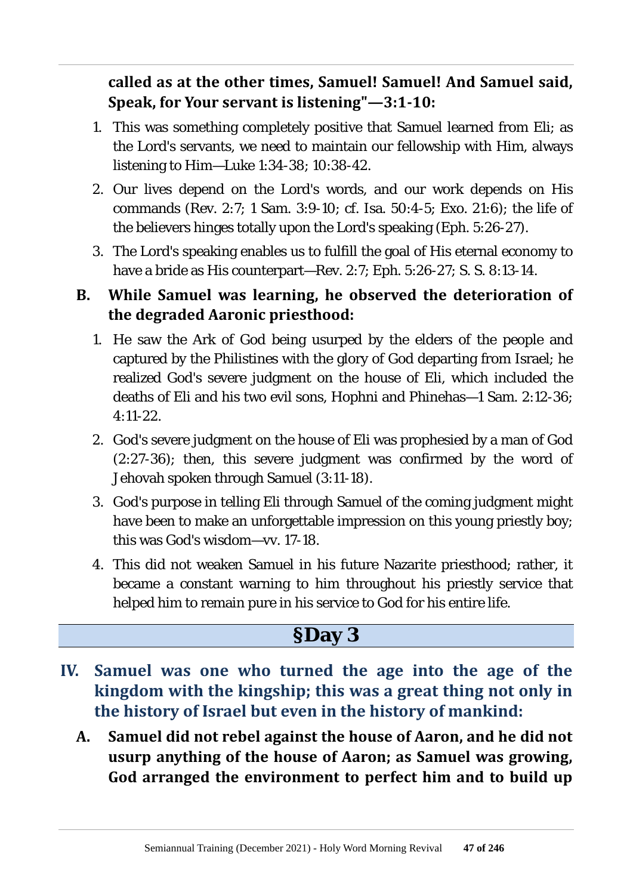**called as at the other times, Samuel! Samuel! And Samuel said, Speak, for Your servant is listening"—3:1-10:**

1. This was something completely positive that Samuel learned from Eli; as the Lord's servants, we need to maintain our fellowship with Him, always listening to Him—Luke 1:34-38; 10:38-42.
2. Our lives depend on the Lord's words, and our work depends on His commands (Rev. 2:7; 1 Sam. 3:9-10; cf. Isa. 50:4-5; Exo. 21:6); the life of the believers hinges totally upon the Lord's speaking (Eph. 5:26-27).
3. The Lord's speaking enables us to fulfill the goal of His eternal economy to have a bride as His counterpart—Rev. 2:7; Eph. 5:26-27; S. S. 8:13-14.

**B. While Samuel was learning, he observed the deterioration of the degraded Aaronic priesthood:**

1. He saw the Ark of God being usurped by the elders of the people and captured by the Philistines with the glory of God departing from Israel; he realized God's severe judgment on the house of Eli, which included the deaths of Eli and his two evil sons, Hophni and Phinehas—1 Sam. 2:12-36; 4:11-22.
2. God's severe judgment on the house of Eli was prophesied by a man of God (2:27-36); then, this severe judgment was confirmed by the word of Jehovah spoken through Samuel (3:11-18).
3. God's purpose in telling Eli through Samuel of the coming judgment might have been to make an unforgettable impression on this young priestly boy; this was God's wisdom—vv. 17-18.
4. This did not weaken Samuel in his future Nazarite priesthood; rather, it became a constant warning to him throughout his priestly service that helped him to remain pure in his service to God for his entire life.

## §Day 3

## IV. Samuel was one who turned the age into the age of the kingdom with the kingship; this was a great thing not only in the history of Israel but even in the history of mankind:

**A. Samuel did not rebel against the house of Aaron, and he did not usurp anything of the house of Aaron; as Samuel was growing, God arranged the environment to perfect him and to build up**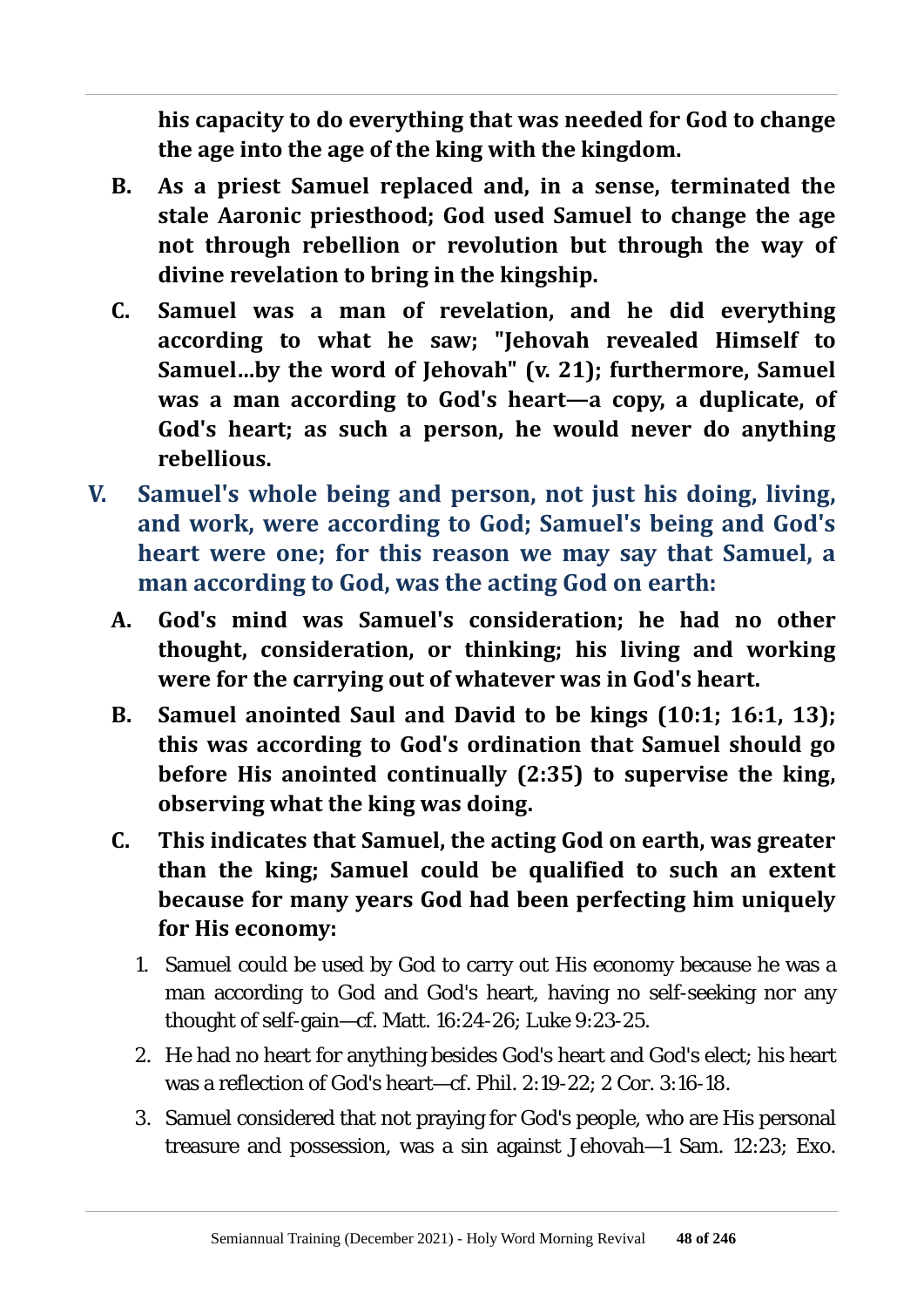**his capacity to do everything that was needed for God to change the age into the age of the king with the kingdom.**

- **B. As a priest Samuel replaced and, in a sense, terminated the stale Aaronic priesthood; God used Samuel to change the age not through rebellion or revolution but through the way of divine revelation to bring in the kingship.**

- **C. Samuel was a man of revelation, and he did everything according to what he saw; "Jehovah revealed Himself to Samuel...by the word of Jehovah" (v. 21); furthermore, Samuel was a man according to God's heart—a copy, a duplicate, of God's heart; as such a person, he would never do anything rebellious.**

## V. Samuel's whole being and person, not just his doing, living, and work, were according to God; Samuel's being and God's heart were one; for this reason we may say that Samuel, a man according to God, was the acting God on earth:

- **A. God's mind was Samuel's consideration; he had no other thought, consideration, or thinking; his living and working were for the carrying out of whatever was in God's heart.**

- **B. Samuel anointed Saul and David to be kings (10:1; 16:1, 13); this was according to God's ordination that Samuel should go before His anointed continually (2:35) to supervise the king, observing what the king was doing.**

- **C. This indicates that Samuel, the acting God on earth, was greater than the king; Samuel could be qualified to such an extent because for many years God had been perfecting him uniquely for His economy:**

  1. Samuel could be used by God to carry out His economy because he was a man according to God and God's heart, having no self-seeking nor any thought of self-gain—cf. Matt. 16:24-26; Luke 9:23-25.
  2. He had no heart for anything besides God's heart and God's elect; his heart was a reflection of God's heart—cf. Phil. 2:19-22; 2 Cor. 3:16-18.
  3. Samuel considered that not praying for God's people, who are His personal treasure and possession, was a sin against Jehovah—1 Sam. 12:23; Exo.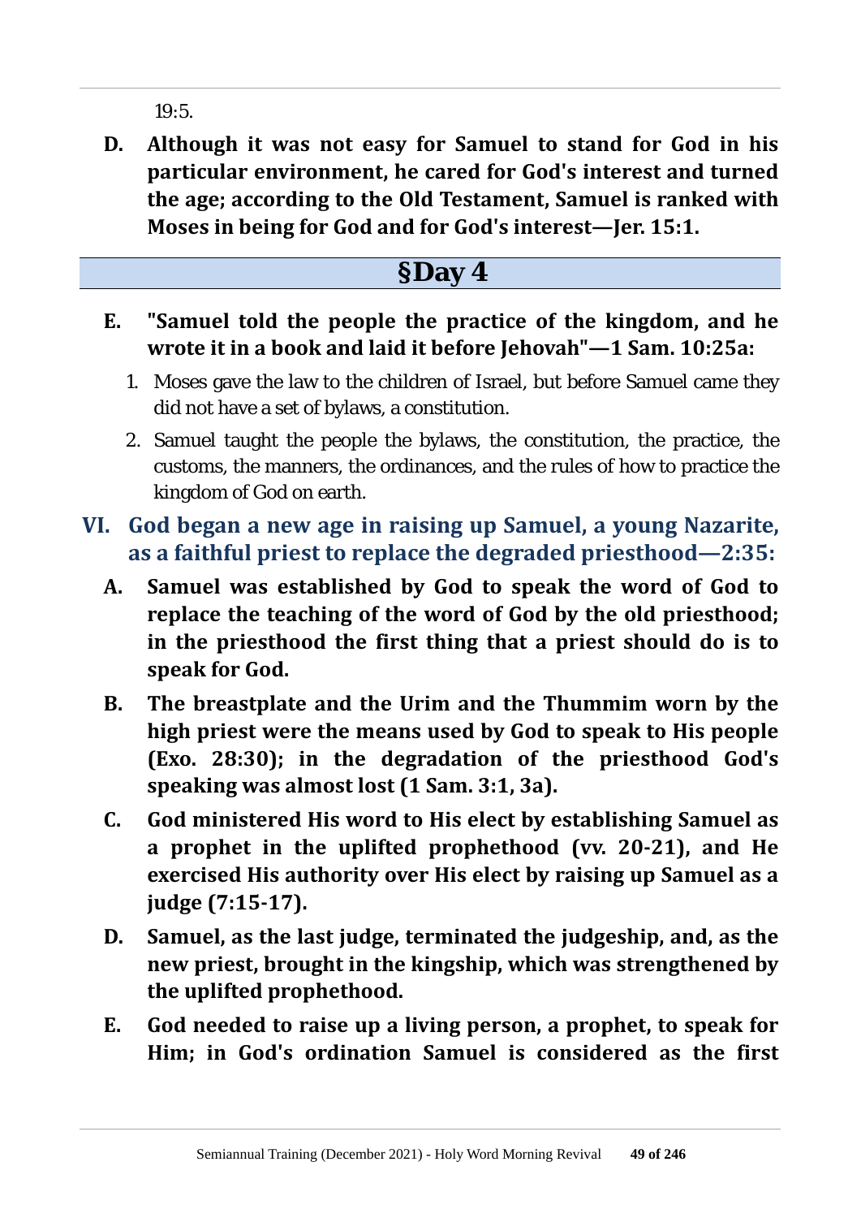19:5.

**D. Although it was not easy for Samuel to stand for God in his particular environment, he cared for God's interest and turned the age; according to the Old Testament, Samuel is ranked with Moses in being for God and for God's interest—Jer. 15:1.**

## §Day 4

**E. "Samuel told the people the practice of the kingdom, and he wrote it in a book and laid it before Jehovah"—1 Sam. 10:25a:**

1. Moses gave the law to the children of Israel, but before Samuel came they did not have a set of bylaws, a constitution.
2. Samuel taught the people the bylaws, the constitution, the practice, the customs, the manners, the ordinances, and the rules of how to practice the kingdom of God on earth.

**VI. God began a new age in raising up Samuel, a young Nazarite, as a faithful priest to replace the degraded priesthood—2:35:**

**A. Samuel was established by God to speak the word of God to replace the teaching of the word of God by the old priesthood; in the priesthood the first thing that a priest should do is to speak for God.**

**B. The breastplate and the Urim and the Thummim worn by the high priest were the means used by God to speak to His people (Exo. 28:30); in the degradation of the priesthood God's speaking was almost lost (1 Sam. 3:1, 3a).**

**C. God ministered His word to His elect by establishing Samuel as a prophet in the uplifted prophethood (vv. 20-21), and He exercised His authority over His elect by raising up Samuel as a judge (7:15-17).**

**D. Samuel, as the last judge, terminated the judgeship, and, as the new priest, brought in the kingship, which was strengthened by the uplifted prophethood.**

**E. God needed to raise up a living person, a prophet, to speak for Him; in God's ordination Samuel is considered as the first**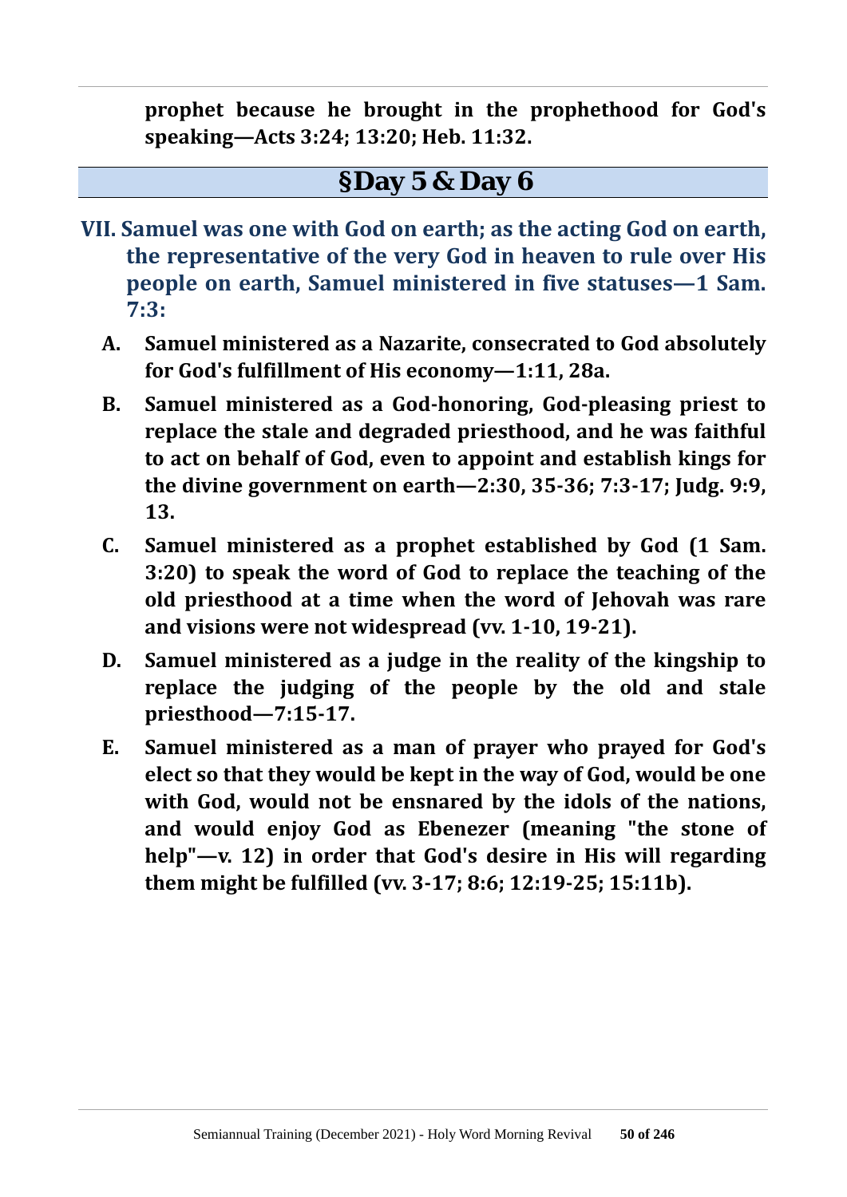**prophet because he brought in the prophethood for God's speaking—Acts 3:24; 13:20; Heb. 11:32.**

## §Day 5 & Day 6

**VII. Samuel was one with God on earth; as the acting God on earth, the representative of the very God in heaven to rule over His people on earth, Samuel ministered in five statuses—1 Sam. 7:3:**

- **A. Samuel ministered as a Nazarite, consecrated to God absolutely for God's fulfillment of His economy—1:11, 28a.**
- **B. Samuel ministered as a God-honoring, God-pleasing priest to replace the stale and degraded priesthood, and he was faithful to act on behalf of God, even to appoint and establish kings for the divine government on earth—2:30, 35-36; 7:3-17; Judg. 9:9, 13.**
- **C. Samuel ministered as a prophet established by God (1 Sam. 3:20) to speak the word of God to replace the teaching of the old priesthood at a time when the word of Jehovah was rare and visions were not widespread (vv. 1-10, 19-21).**
- **D. Samuel ministered as a judge in the reality of the kingship to replace the judging of the people by the old and stale priesthood—7:15-17.**
- **E. Samuel ministered as a man of prayer who prayed for God's elect so that they would be kept in the way of God, would be one with God, would not be ensnared by the idols of the nations, and would enjoy God as Ebenezer (meaning "the stone of help"—v. 12) in order that God's desire in His will regarding them might be fulfilled (vv. 3-17; 8:6; 12:19-25; 15:11b).**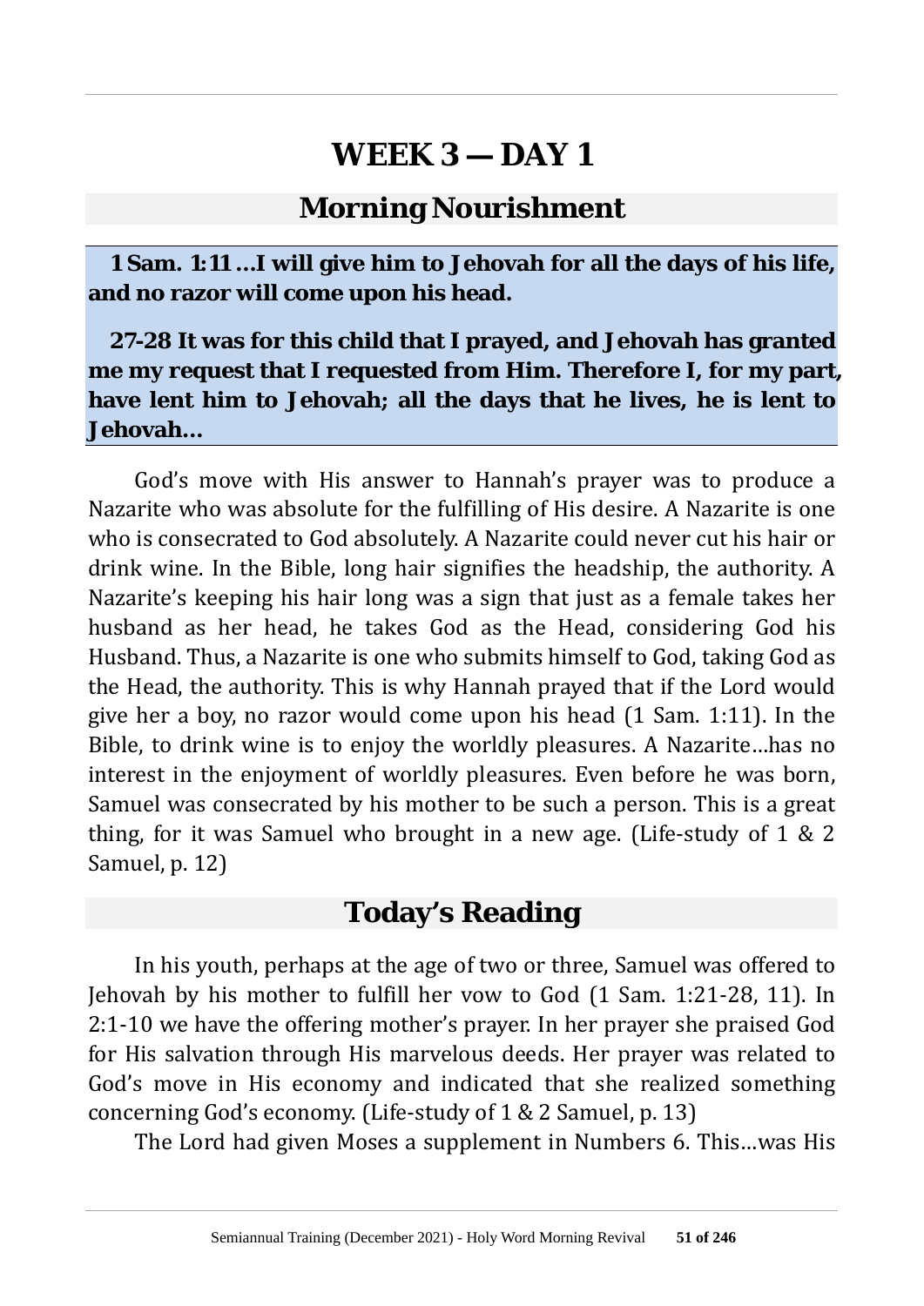# WEEK 3 — DAY 1

## Morning Nourishment

**1 Sam. 1:11 …I will give him to Jehovah for all the days of his life, and no razor will come upon his head.**

**27-28 It was for this child that I prayed, and Jehovah has granted me my request that I requested from Him. Therefore I, for my part, have lent him to Jehovah; all the days that he lives, he is lent to Jehovah…**

God's move with His answer to Hannah's prayer was to produce a Nazarite who was absolute for the fulfilling of His desire. A Nazarite is one who is consecrated to God absolutely. A Nazarite could never cut his hair or drink wine. In the Bible, long hair signifies the headship, the authority. A Nazarite's keeping his hair long was a sign that just as a female takes her husband as her head, he takes God as the Head, considering God his Husband. Thus, a Nazarite is one who submits himself to God, taking God as the Head, the authority. This is why Hannah prayed that if the Lord would give her a boy, no razor would come upon his head (1 Sam. 1:11). In the Bible, to drink wine is to enjoy the worldly pleasures. A Nazarite…has no interest in the enjoyment of worldly pleasures. Even before he was born, Samuel was consecrated by his mother to be such a person. This is a great thing, for it was Samuel who brought in a new age. (Life-study of 1 & 2 Samuel, p. 12)

## Today's Reading

In his youth, perhaps at the age of two or three, Samuel was offered to Jehovah by his mother to fulfill her vow to God (1 Sam. 1:21-28, 11). In 2:1-10 we have the offering mother's prayer. In her prayer she praised God for His salvation through His marvelous deeds. Her prayer was related to God's move in His economy and indicated that she realized something concerning God's economy. (Life-study of 1 & 2 Samuel, p. 13)

The Lord had given Moses a supplement in Numbers 6. This…was His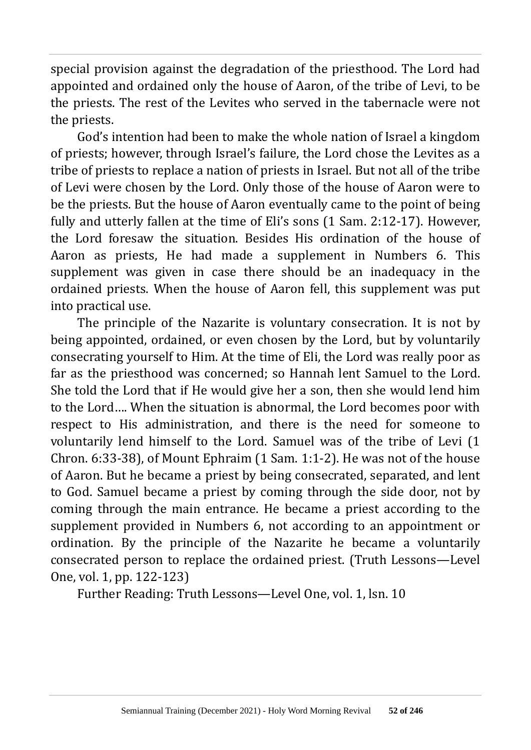special provision against the degradation of the priesthood. The Lord had appointed and ordained only the house of Aaron, of the tribe of Levi, to be the priests. The rest of the Levites who served in the tabernacle were not the priests.

God's intention had been to make the whole nation of Israel a kingdom of priests; however, through Israel's failure, the Lord chose the Levites as a tribe of priests to replace a nation of priests in Israel. But not all of the tribe of Levi were chosen by the Lord. Only those of the house of Aaron were to be the priests. But the house of Aaron eventually came to the point of being fully and utterly fallen at the time of Eli's sons (1 Sam. 2:12-17). However, the Lord foresaw the situation. Besides His ordination of the house of Aaron as priests, He had made a supplement in Numbers 6. This supplement was given in case there should be an inadequacy in the ordained priests. When the house of Aaron fell, this supplement was put into practical use.

The principle of the Nazarite is voluntary consecration. It is not by being appointed, ordained, or even chosen by the Lord, but by voluntarily consecrating yourself to Him. At the time of Eli, the Lord was really poor as far as the priesthood was concerned; so Hannah lent Samuel to the Lord. She told the Lord that if He would give her a son, then she would lend him to the Lord…. When the situation is abnormal, the Lord becomes poor with respect to His administration, and there is the need for someone to voluntarily lend himself to the Lord. Samuel was of the tribe of Levi (1 Chron. 6:33-38), of Mount Ephraim (1 Sam. 1:1-2). He was not of the house of Aaron. But he became a priest by being consecrated, separated, and lent to God. Samuel became a priest by coming through the side door, not by coming through the main entrance. He became a priest according to the supplement provided in Numbers 6, not according to an appointment or ordination. By the principle of the Nazarite he became a voluntarily consecrated person to replace the ordained priest. (Truth Lessons—Level One, vol. 1, pp. 122-123)

Further Reading: Truth Lessons—Level One, vol. 1, lsn. 10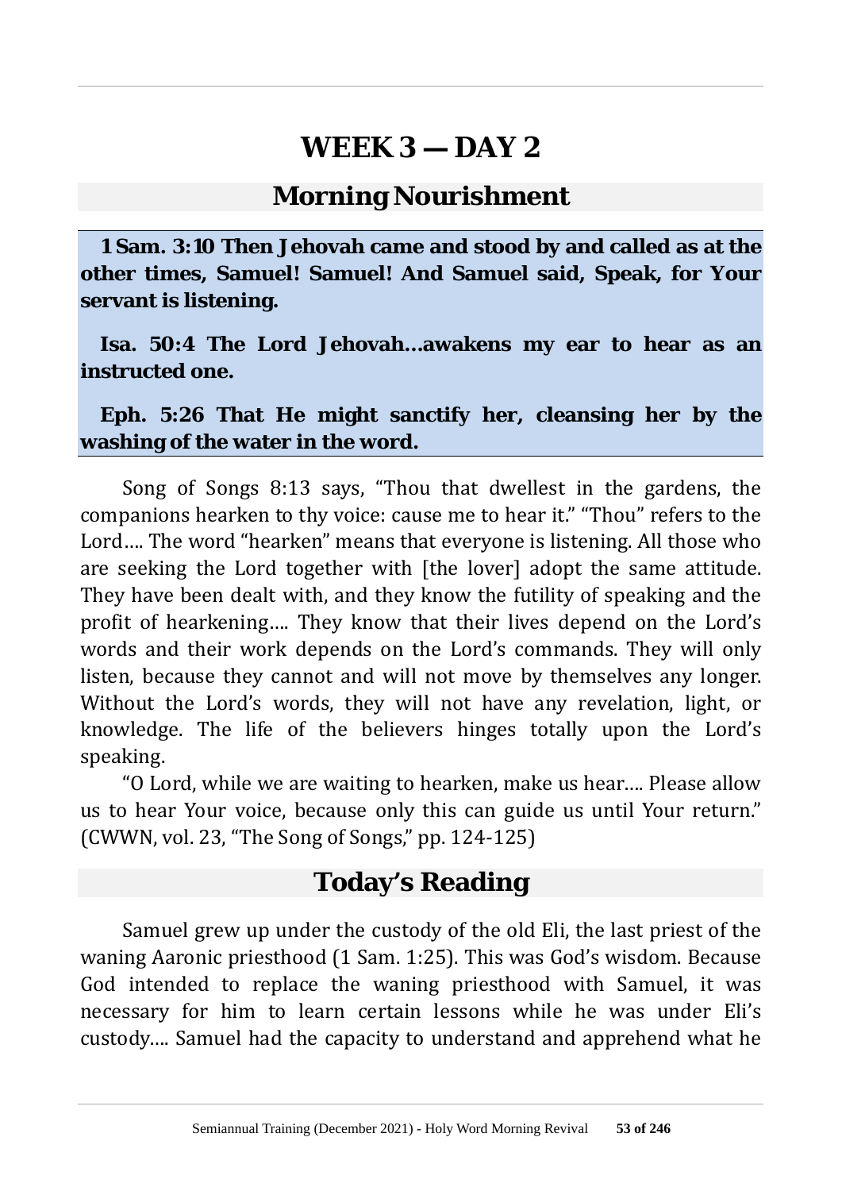# WEEK 3 — DAY 2

## Morning Nourishment

**1 Sam. 3:10 Then Jehovah came and stood by and called as at the other times, Samuel! Samuel! And Samuel said, Speak, for Your servant is listening.**

**Isa. 50:4 The Lord Jehovah…awakens my ear to hear as an instructed one.**

**Eph. 5:26 That He might sanctify her, cleansing her by the washing of the water in the word.**

Song of Songs 8:13 says, "Thou that dwellest in the gardens, the companions hearken to thy voice: cause me to hear it." "Thou" refers to the Lord…. The word "hearken" means that everyone is listening. All those who are seeking the Lord together with [the lover] adopt the same attitude. They have been dealt with, and they know the futility of speaking and the profit of hearkening…. They know that their lives depend on the Lord's words and their work depends on the Lord's commands. They will only listen, because they cannot and will not move by themselves any longer. Without the Lord's words, they will not have any revelation, light, or knowledge. The life of the believers hinges totally upon the Lord's speaking.

"O Lord, while we are waiting to hearken, make us hear…. Please allow us to hear Your voice, because only this can guide us until Your return." (CWWN, vol. 23, "The Song of Songs," pp. 124-125)

## Today's Reading

Samuel grew up under the custody of the old Eli, the last priest of the waning Aaronic priesthood (1 Sam. 1:25). This was God's wisdom. Because God intended to replace the waning priesthood with Samuel, it was necessary for him to learn certain lessons while he was under Eli's custody…. Samuel had the capacity to understand and apprehend what he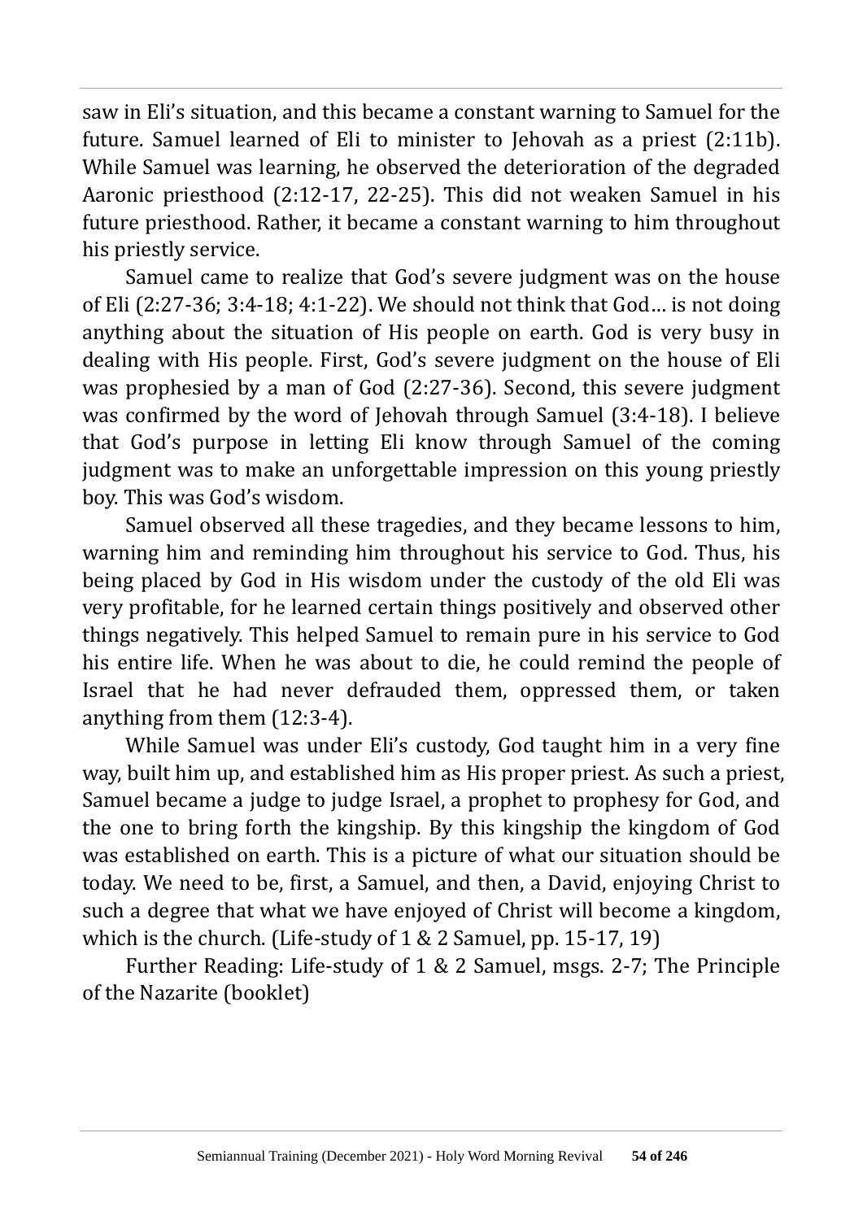saw in Eli's situation, and this became a constant warning to Samuel for the future. Samuel learned of Eli to minister to Jehovah as a priest (2:11b). While Samuel was learning, he observed the deterioration of the degraded Aaronic priesthood (2:12-17, 22-25). This did not weaken Samuel in his future priesthood. Rather, it became a constant warning to him throughout his priestly service.

Samuel came to realize that God's severe judgment was on the house of Eli (2:27-36; 3:4-18; 4:1-22). We should not think that God… is not doing anything about the situation of His people on earth. God is very busy in dealing with His people. First, God's severe judgment on the house of Eli was prophesied by a man of God (2:27-36). Second, this severe judgment was confirmed by the word of Jehovah through Samuel (3:4-18). I believe that God's purpose in letting Eli know through Samuel of the coming judgment was to make an unforgettable impression on this young priestly boy. This was God's wisdom.

Samuel observed all these tragedies, and they became lessons to him, warning him and reminding him throughout his service to God. Thus, his being placed by God in His wisdom under the custody of the old Eli was very profitable, for he learned certain things positively and observed other things negatively. This helped Samuel to remain pure in his service to God his entire life. When he was about to die, he could remind the people of Israel that he had never defrauded them, oppressed them, or taken anything from them (12:3-4).

While Samuel was under Eli's custody, God taught him in a very fine way, built him up, and established him as His proper priest. As such a priest, Samuel became a judge to judge Israel, a prophet to prophesy for God, and the one to bring forth the kingship. By this kingship the kingdom of God was established on earth. This is a picture of what our situation should be today. We need to be, first, a Samuel, and then, a David, enjoying Christ to such a degree that what we have enjoyed of Christ will become a kingdom, which is the church. (Life-study of 1 & 2 Samuel, pp. 15-17, 19)

Further Reading: Life-study of 1 & 2 Samuel, msgs. 2-7; The Principle of the Nazarite (booklet)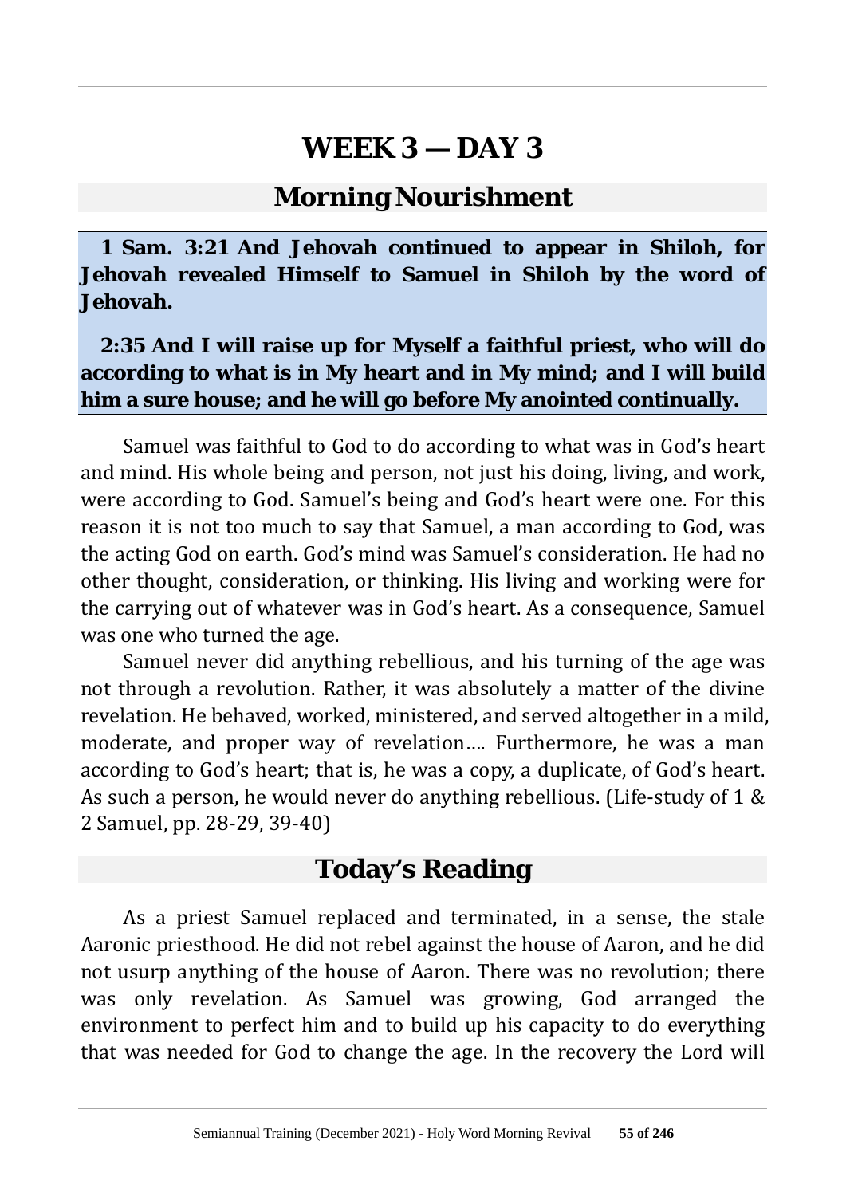# WEEK 3 — DAY 3

## Morning Nourishment

**1 Sam. 3:21 And Jehovah continued to appear in Shiloh, for Jehovah revealed Himself to Samuel in Shiloh by the word of Jehovah.**

**2:35 And I will raise up for Myself a faithful priest, who will do according to what is in My heart and in My mind; and I will build him a sure house; and he will go before My anointed continually.**

Samuel was faithful to God to do according to what was in God's heart and mind. His whole being and person, not just his doing, living, and work, were according to God. Samuel's being and God's heart were one. For this reason it is not too much to say that Samuel, a man according to God, was the acting God on earth. God's mind was Samuel's consideration. He had no other thought, consideration, or thinking. His living and working were for the carrying out of whatever was in God's heart. As a consequence, Samuel was one who turned the age.

Samuel never did anything rebellious, and his turning of the age was not through a revolution. Rather, it was absolutely a matter of the divine revelation. He behaved, worked, ministered, and served altogether in a mild, moderate, and proper way of revelation.... Furthermore, he was a man according to God's heart; that is, he was a copy, a duplicate, of God's heart. As such a person, he would never do anything rebellious. (Life-study of 1 & 2 Samuel, pp. 28-29, 39-40)

## Today's Reading

As a priest Samuel replaced and terminated, in a sense, the stale Aaronic priesthood. He did not rebel against the house of Aaron, and he did not usurp anything of the house of Aaron. There was no revolution; there was only revelation. As Samuel was growing, God arranged the environment to perfect him and to build up his capacity to do everything that was needed for God to change the age. In the recovery the Lord will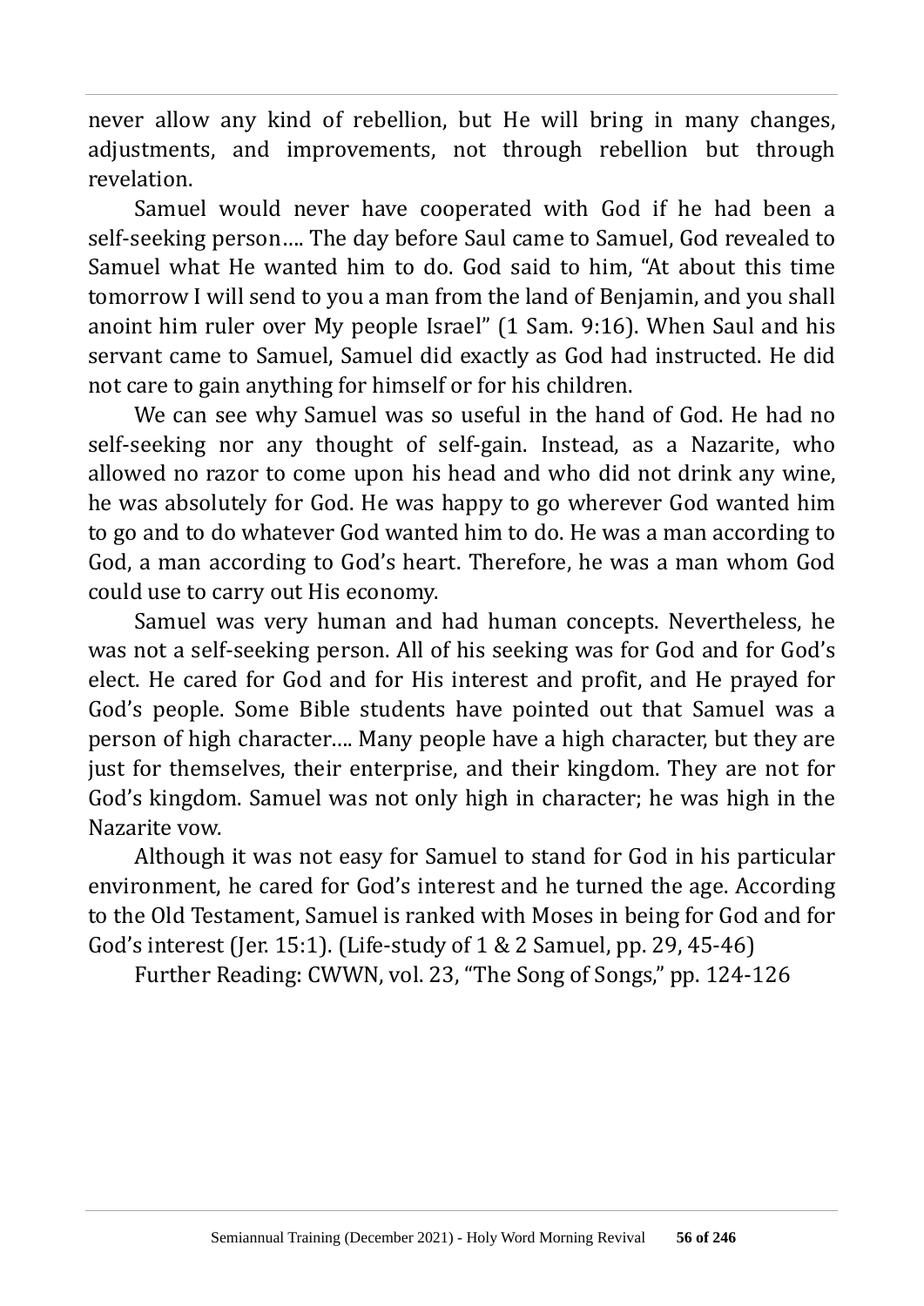never allow any kind of rebellion, but He will bring in many changes, adjustments, and improvements, not through rebellion but through revelation.

Samuel would never have cooperated with God if he had been a self-seeking person…. The day before Saul came to Samuel, God revealed to Samuel what He wanted him to do. God said to him, "At about this time tomorrow I will send to you a man from the land of Benjamin, and you shall anoint him ruler over My people Israel" (1 Sam. 9:16). When Saul and his servant came to Samuel, Samuel did exactly as God had instructed. He did not care to gain anything for himself or for his children.

We can see why Samuel was so useful in the hand of God. He had no self-seeking nor any thought of self-gain. Instead, as a Nazarite, who allowed no razor to come upon his head and who did not drink any wine, he was absolutely for God. He was happy to go wherever God wanted him to go and to do whatever God wanted him to do. He was a man according to God, a man according to God's heart. Therefore, he was a man whom God could use to carry out His economy.

Samuel was very human and had human concepts. Nevertheless, he was not a self-seeking person. All of his seeking was for God and for God's elect. He cared for God and for His interest and profit, and He prayed for God's people. Some Bible students have pointed out that Samuel was a person of high character…. Many people have a high character, but they are just for themselves, their enterprise, and their kingdom. They are not for God's kingdom. Samuel was not only high in character; he was high in the Nazarite vow.

Although it was not easy for Samuel to stand for God in his particular environment, he cared for God's interest and he turned the age. According to the Old Testament, Samuel is ranked with Moses in being for God and for God's interest (Jer. 15:1). (Life-study of 1 & 2 Samuel, pp. 29, 45-46)

Further Reading: CWWN, vol. 23, "The Song of Songs," pp. 124-126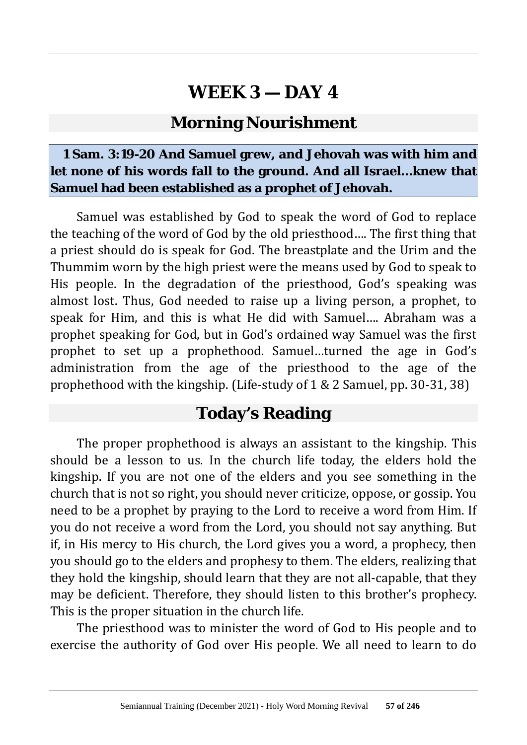# WEEK 3 — DAY 4

## Morning Nourishment

**1 Sam. 3:19-20 And Samuel grew, and Jehovah was with him and let none of his words fall to the ground. And all Israel…knew that Samuel had been established as a prophet of Jehovah.**

Samuel was established by God to speak the word of God to replace the teaching of the word of God by the old priesthood…. The first thing that a priest should do is speak for God. The breastplate and the Urim and the Thummim worn by the high priest were the means used by God to speak to His people. In the degradation of the priesthood, God's speaking was almost lost. Thus, God needed to raise up a living person, a prophet, to speak for Him, and this is what He did with Samuel…. Abraham was a prophet speaking for God, but in God's ordained way Samuel was the first prophet to set up a prophethood. Samuel…turned the age in God's administration from the age of the priesthood to the age of the prophethood with the kingship. (Life-study of 1 & 2 Samuel, pp. 30-31, 38)

## Today's Reading

The proper prophethood is always an assistant to the kingship. This should be a lesson to us. In the church life today, the elders hold the kingship. If you are not one of the elders and you see something in the church that is not so right, you should never criticize, oppose, or gossip. You need to be a prophet by praying to the Lord to receive a word from Him. If you do not receive a word from the Lord, you should not say anything. But if, in His mercy to His church, the Lord gives you a word, a prophecy, then you should go to the elders and prophesy to them. The elders, realizing that they hold the kingship, should learn that they are not all-capable, that they may be deficient. Therefore, they should listen to this brother's prophecy. This is the proper situation in the church life.

The priesthood was to minister the word of God to His people and to exercise the authority of God over His people. We all need to learn to do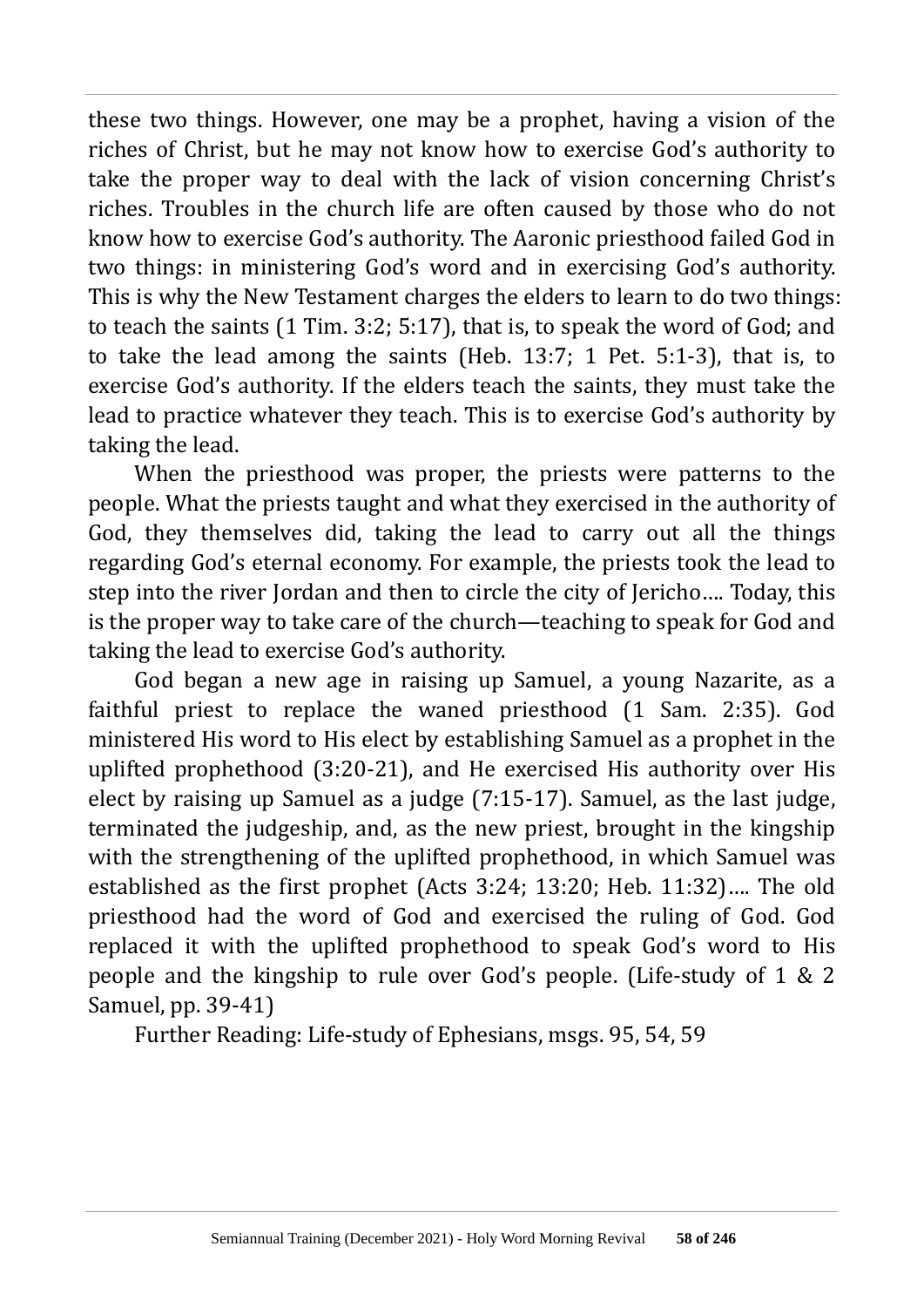these two things. However, one may be a prophet, having a vision of the riches of Christ, but he may not know how to exercise God's authority to take the proper way to deal with the lack of vision concerning Christ's riches. Troubles in the church life are often caused by those who do not know how to exercise God's authority. The Aaronic priesthood failed God in two things: in ministering God's word and in exercising God's authority. This is why the New Testament charges the elders to learn to do two things: to teach the saints (1 Tim. 3:2; 5:17), that is, to speak the word of God; and to take the lead among the saints (Heb. 13:7; 1 Pet. 5:1-3), that is, to exercise God's authority. If the elders teach the saints, they must take the lead to practice whatever they teach. This is to exercise God's authority by taking the lead.

When the priesthood was proper, the priests were patterns to the people. What the priests taught and what they exercised in the authority of God, they themselves did, taking the lead to carry out all the things regarding God's eternal economy. For example, the priests took the lead to step into the river Jordan and then to circle the city of Jericho.... Today, this is the proper way to take care of the church—teaching to speak for God and taking the lead to exercise God's authority.

God began a new age in raising up Samuel, a young Nazarite, as a faithful priest to replace the waned priesthood (1 Sam. 2:35). God ministered His word to His elect by establishing Samuel as a prophet in the uplifted prophethood (3:20-21), and He exercised His authority over His elect by raising up Samuel as a judge (7:15-17). Samuel, as the last judge, terminated the judgeship, and, as the new priest, brought in the kingship with the strengthening of the uplifted prophethood, in which Samuel was established as the first prophet (Acts 3:24; 13:20; Heb. 11:32).... The old priesthood had the word of God and exercised the ruling of God. God replaced it with the uplifted prophethood to speak God's word to His people and the kingship to rule over God's people. (Life-study of 1 & 2 Samuel, pp. 39-41)

Further Reading: Life-study of Ephesians, msgs. 95, 54, 59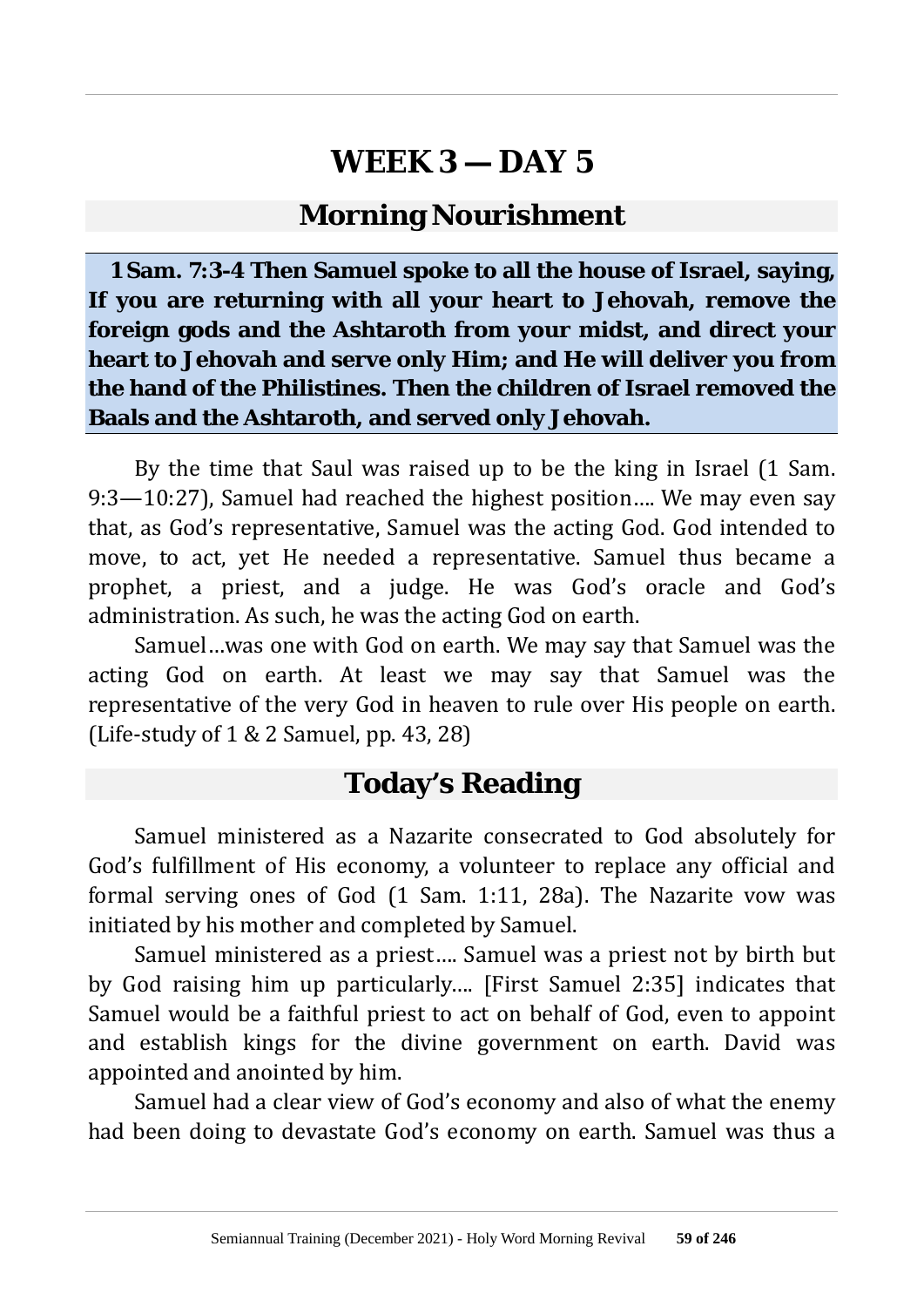# WEEK 3 — DAY 5

## Morning Nourishment

**1 Sam. 7:3-4 Then Samuel spoke to all the house of Israel, saying, If you are returning with all your heart to Jehovah, remove the foreign gods and the Ashtaroth from your midst, and direct your heart to Jehovah and serve only Him; and He will deliver you from the hand of the Philistines. Then the children of Israel removed the Baals and the Ashtaroth, and served only Jehovah.**

By the time that Saul was raised up to be the king in Israel (1 Sam. 9:3—10:27), Samuel had reached the highest position…. We may even say that, as God's representative, Samuel was the acting God. God intended to move, to act, yet He needed a representative. Samuel thus became a prophet, a priest, and a judge. He was God's oracle and God's administration. As such, he was the acting God on earth.

Samuel…was one with God on earth. We may say that Samuel was the acting God on earth. At least we may say that Samuel was the representative of the very God in heaven to rule over His people on earth. (Life-study of 1 & 2 Samuel, pp. 43, 28)

## Today's Reading

Samuel ministered as a Nazarite consecrated to God absolutely for God's fulfillment of His economy, a volunteer to replace any official and formal serving ones of God (1 Sam. 1:11, 28a). The Nazarite vow was initiated by his mother and completed by Samuel.

Samuel ministered as a priest…. Samuel was a priest not by birth but by God raising him up particularly…. [First Samuel 2:35] indicates that Samuel would be a faithful priest to act on behalf of God, even to appoint and establish kings for the divine government on earth. David was appointed and anointed by him.

Samuel had a clear view of God's economy and also of what the enemy had been doing to devastate God's economy on earth. Samuel was thus a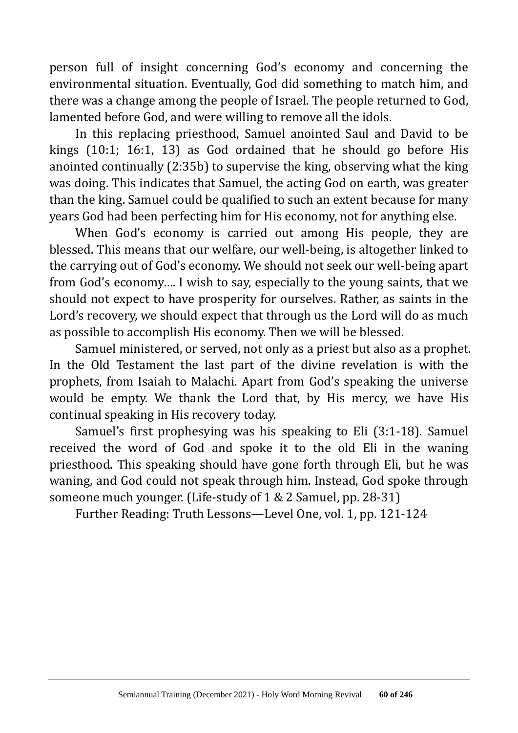person full of insight concerning God's economy and concerning the environmental situation. Eventually, God did something to match him, and there was a change among the people of Israel. The people returned to God, lamented before God, and were willing to remove all the idols.

In this replacing priesthood, Samuel anointed Saul and David to be kings (10:1; 16:1, 13) as God ordained that he should go before His anointed continually (2:35b) to supervise the king, observing what the king was doing. This indicates that Samuel, the acting God on earth, was greater than the king. Samuel could be qualified to such an extent because for many years God had been perfecting him for His economy, not for anything else.

When God's economy is carried out among His people, they are blessed. This means that our welfare, our well-being, is altogether linked to the carrying out of God's economy. We should not seek our well-being apart from God's economy…. I wish to say, especially to the young saints, that we should not expect to have prosperity for ourselves. Rather, as saints in the Lord's recovery, we should expect that through us the Lord will do as much as possible to accomplish His economy. Then we will be blessed.

Samuel ministered, or served, not only as a priest but also as a prophet. In the Old Testament the last part of the divine revelation is with the prophets, from Isaiah to Malachi. Apart from God's speaking the universe would be empty. We thank the Lord that, by His mercy, we have His continual speaking in His recovery today.

Samuel's first prophesying was his speaking to Eli (3:1-18). Samuel received the word of God and spoke it to the old Eli in the waning priesthood. This speaking should have gone forth through Eli, but he was waning, and God could not speak through him. Instead, God spoke through someone much younger. (Life-study of 1 & 2 Samuel, pp. 28-31)

Further Reading: Truth Lessons—Level One, vol. 1, pp. 121-124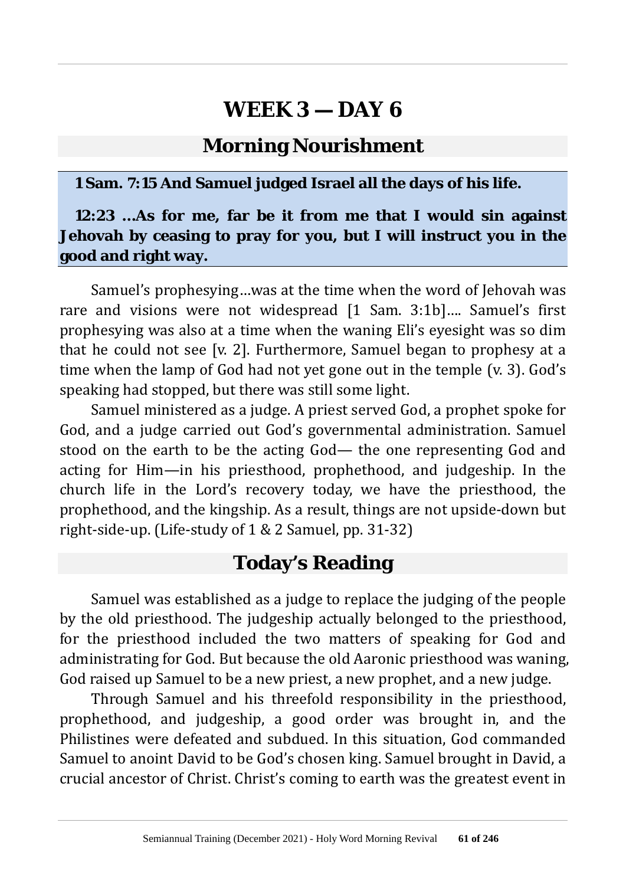# WEEK 3 — DAY 6

## Morning Nourishment

**1 Sam. 7:15 And Samuel judged Israel all the days of his life.**

**12:23 ...As for me, far be it from me that I would sin against Jehovah by ceasing to pray for you, but I will instruct you in the good and right way.**

Samuel's prophesying...was at the time when the word of Jehovah was rare and visions were not widespread [1 Sam. 3:1b].... Samuel's first prophesying was also at a time when the waning Eli's eyesight was so dim that he could not see [v. 2]. Furthermore, Samuel began to prophesy at a time when the lamp of God had not yet gone out in the temple (v. 3). God's speaking had stopped, but there was still some light.

Samuel ministered as a judge. A priest served God, a prophet spoke for God, and a judge carried out God's governmental administration. Samuel stood on the earth to be the acting God— the one representing God and acting for Him—in his priesthood, prophethood, and judgeship. In the church life in the Lord's recovery today, we have the priesthood, the prophethood, and the kingship. As a result, things are not upside-down but right-side-up. (Life-study of 1 & 2 Samuel, pp. 31-32)

## Today's Reading

Samuel was established as a judge to replace the judging of the people by the old priesthood. The judgeship actually belonged to the priesthood, for the priesthood included the two matters of speaking for God and administrating for God. But because the old Aaronic priesthood was waning, God raised up Samuel to be a new priest, a new prophet, and a new judge.

Through Samuel and his threefold responsibility in the priesthood, prophethood, and judgeship, a good order was brought in, and the Philistines were defeated and subdued. In this situation, God commanded Samuel to anoint David to be God's chosen king. Samuel brought in David, a crucial ancestor of Christ. Christ's coming to earth was the greatest event in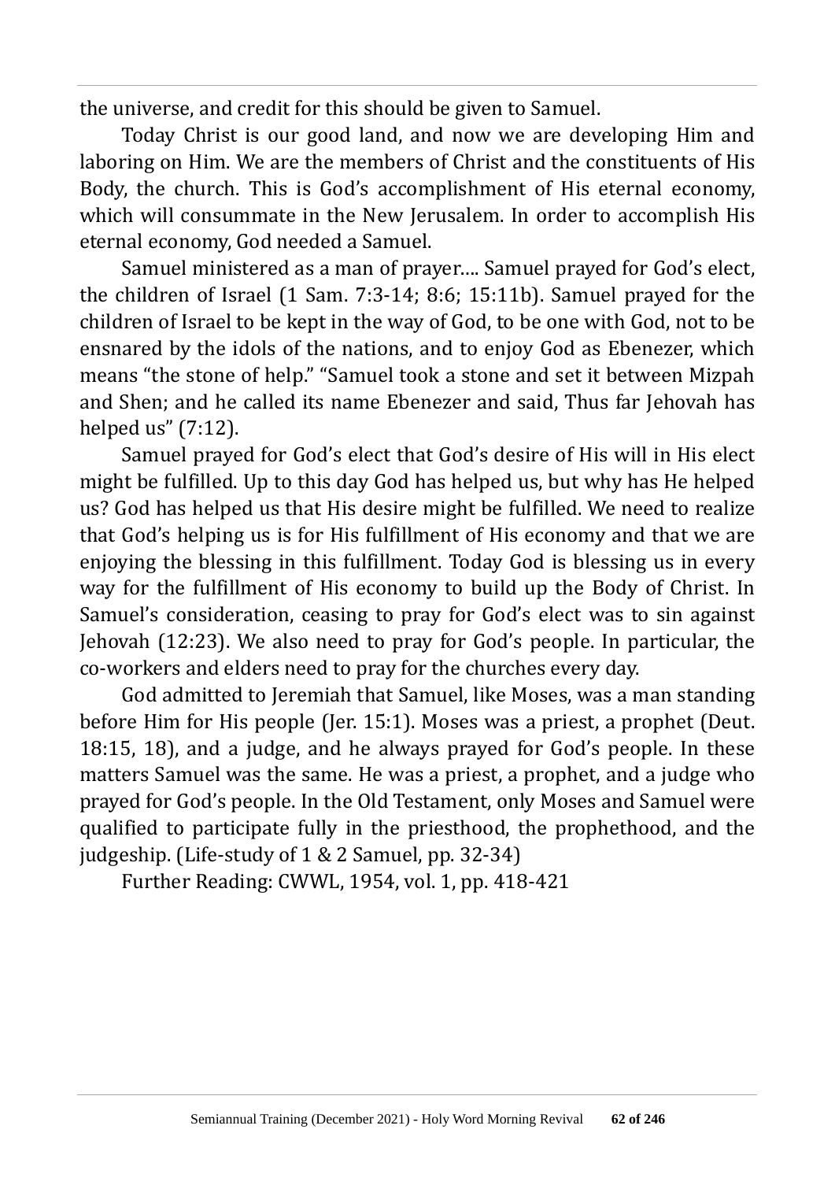the universe, and credit for this should be given to Samuel.

Today Christ is our good land, and now we are developing Him and laboring on Him. We are the members of Christ and the constituents of His Body, the church. This is God's accomplishment of His eternal economy, which will consummate in the New Jerusalem. In order to accomplish His eternal economy, God needed a Samuel.

Samuel ministered as a man of prayer.... Samuel prayed for God's elect, the children of Israel (1 Sam. 7:3-14; 8:6; 15:11b). Samuel prayed for the children of Israel to be kept in the way of God, to be one with God, not to be ensnared by the idols of the nations, and to enjoy God as Ebenezer, which means "the stone of help." "Samuel took a stone and set it between Mizpah and Shen; and he called its name Ebenezer and said, Thus far Jehovah has helped us" (7:12).

Samuel prayed for God's elect that God's desire of His will in His elect might be fulfilled. Up to this day God has helped us, but why has He helped us? God has helped us that His desire might be fulfilled. We need to realize that God's helping us is for His fulfillment of His economy and that we are enjoying the blessing in this fulfillment. Today God is blessing us in every way for the fulfillment of His economy to build up the Body of Christ. In Samuel's consideration, ceasing to pray for God's elect was to sin against Jehovah (12:23). We also need to pray for God's people. In particular, the co-workers and elders need to pray for the churches every day.

God admitted to Jeremiah that Samuel, like Moses, was a man standing before Him for His people (Jer. 15:1). Moses was a priest, a prophet (Deut. 18:15, 18), and a judge, and he always prayed for God's people. In these matters Samuel was the same. He was a priest, a prophet, and a judge who prayed for God's people. In the Old Testament, only Moses and Samuel were qualified to participate fully in the priesthood, the prophethood, and the judgeship. (Life-study of 1 & 2 Samuel, pp. 32-34)

Further Reading: CWWL, 1954, vol. 1, pp. 418-421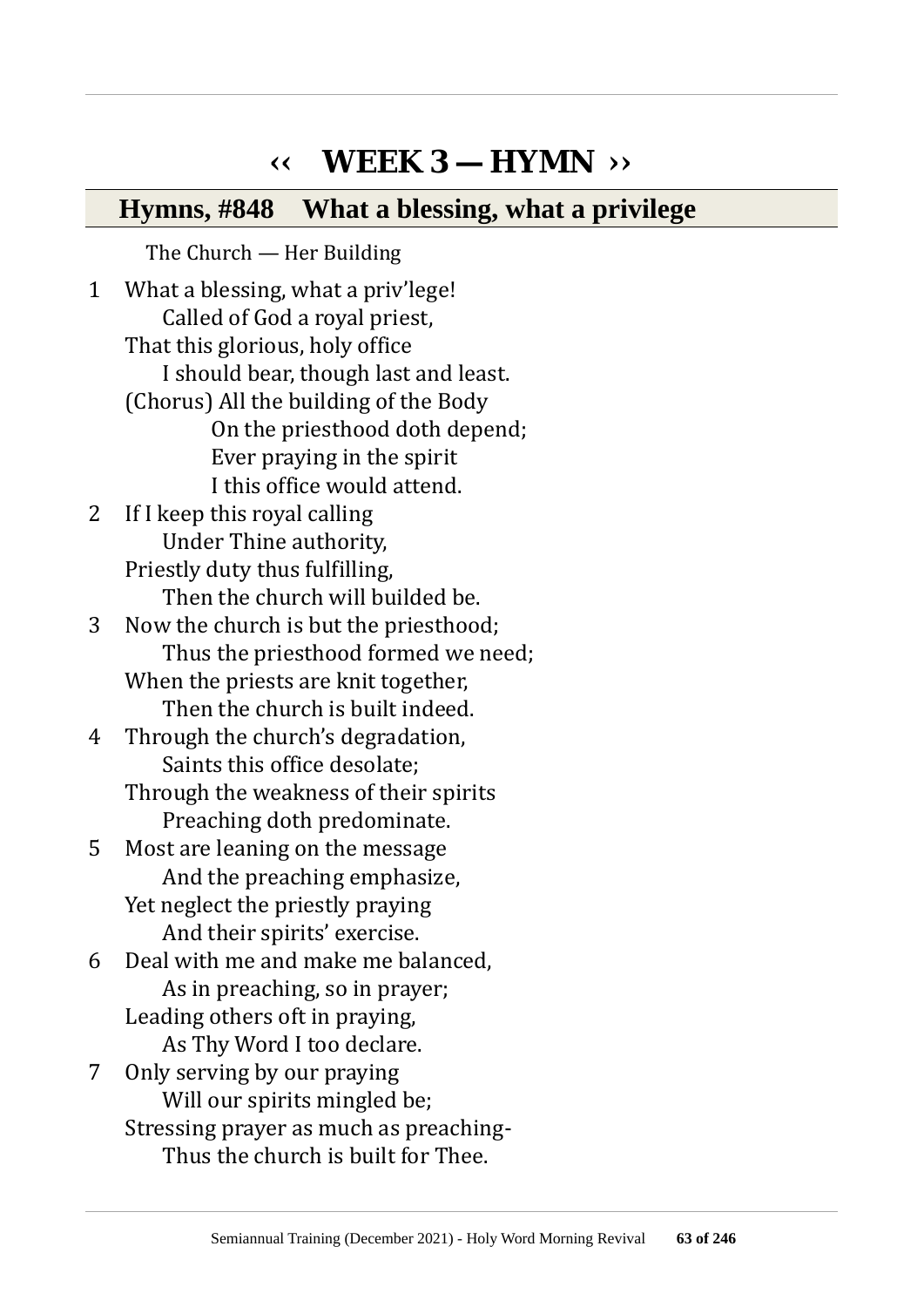# ‹‹ WEEK 3 — HYMN ››

## Hymns, #848 What a blessing, what a privilege

The Church — Her Building

1 What a blessing, what a priv'lege!
Called of God a royal priest,
That this glorious, holy office
I should bear, though last and least.
(Chorus) All the building of the Body
On the priesthood doth depend;
Ever praying in the spirit
I this office would attend.

2 If I keep this royal calling
Under Thine authority,
Priestly duty thus fulfilling,
Then the church will builded be.

3 Now the church is but the priesthood;
Thus the priesthood formed we need;
When the priests are knit together,
Then the church is built indeed.

4 Through the church's degradation,
Saints this office desolate;
Through the weakness of their spirits
Preaching doth predominate.

5 Most are leaning on the message
And the preaching emphasize,
Yet neglect the priestly praying
And their spirits' exercise.

6 Deal with me and make me balanced,
As in preaching, so in prayer;
Leading others oft in praying,
As Thy Word I too declare.

7 Only serving by our praying
Will our spirits mingled be;
Stressing prayer as much as preaching-
Thus the church is built for Thee.